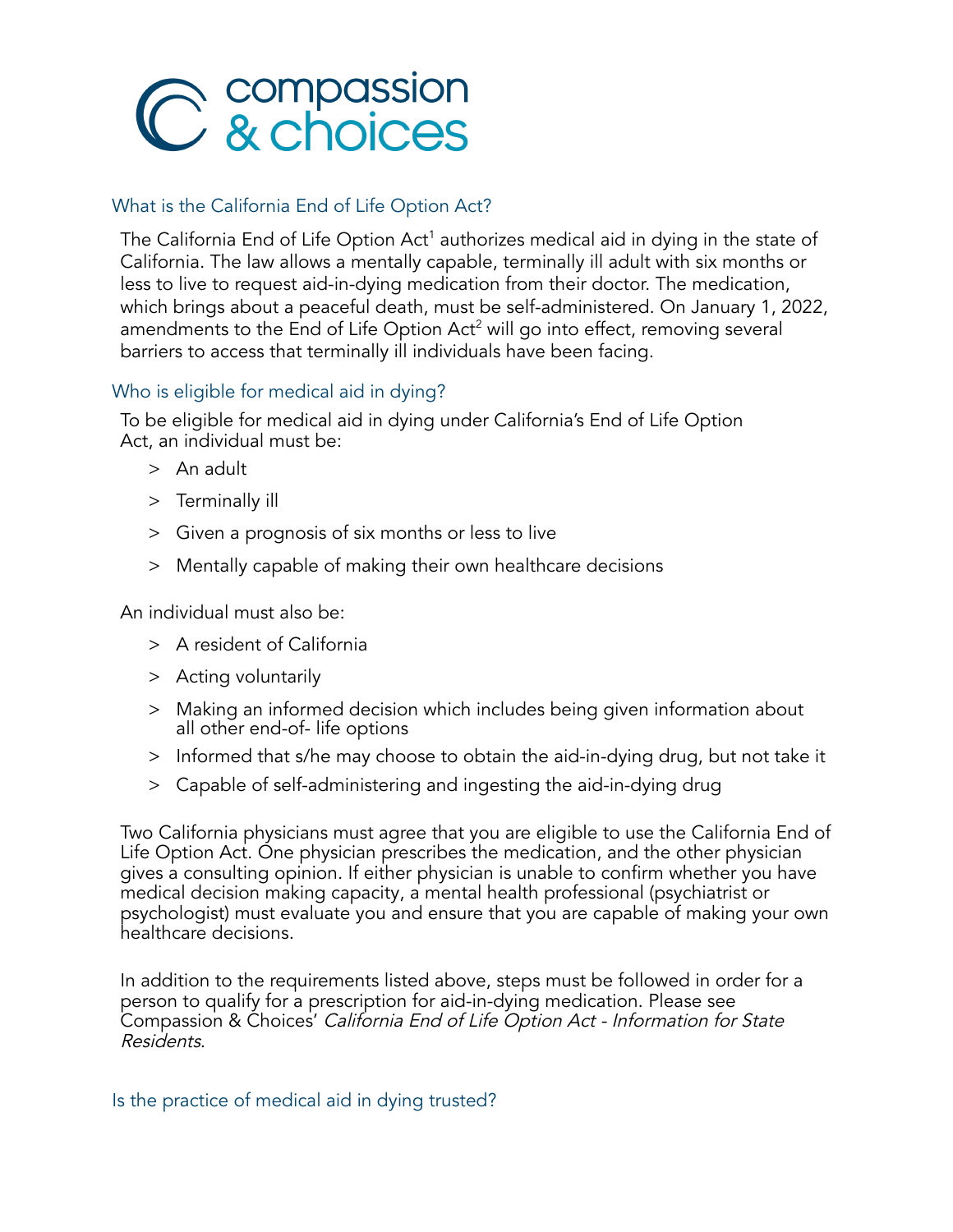compassion & choices

## What is the California End of Life Option Act?

The California End of Life Option Act[1] authorizes medical aid in dying in the state of California. The law allows a mentally capable, terminally ill adult with six months or less to live to request aid-in-dying medication from their doctor. The medication, which brings about a peaceful death, must be self-administered. On January 1, 2022, amendments to the End of Life Option Act[2] will go into effect, removing several barriers to access that terminally ill individuals have been facing.

## Who is eligible for medical aid in dying?

To be eligible for medical aid in dying under California's End of Life Option Act, an individual must be:

- An adult
- Terminally ill
- Given a prognosis of six months or less to live
- Mentally capable of making their own healthcare decisions

An individual must also be:

- A resident of California
- Acting voluntarily
- Making an informed decision which includes being given information about all other end-of- life options
- Informed that s/he may choose to obtain the aid-in-dying drug, but not take it
- Capable of self-administering and ingesting the aid-in-dying drug

Two California physicians must agree that you are eligible to use the California End of Life Option Act. One physician prescribes the medication, and the other physician gives a consulting opinion. If either physician is unable to confirm whether you have medical decision making capacity, a mental health professional (psychiatrist or psychologist) must evaluate you and ensure that you are capable of making your own healthcare decisions.

In addition to the requirements listed above, steps must be followed in order for a person to qualify for a prescription for aid-in-dying medication. Please see Compassion & Choices' *California End of Life Option Act - Information for State Residents*.

## Is the practice of medical aid in dying trusted?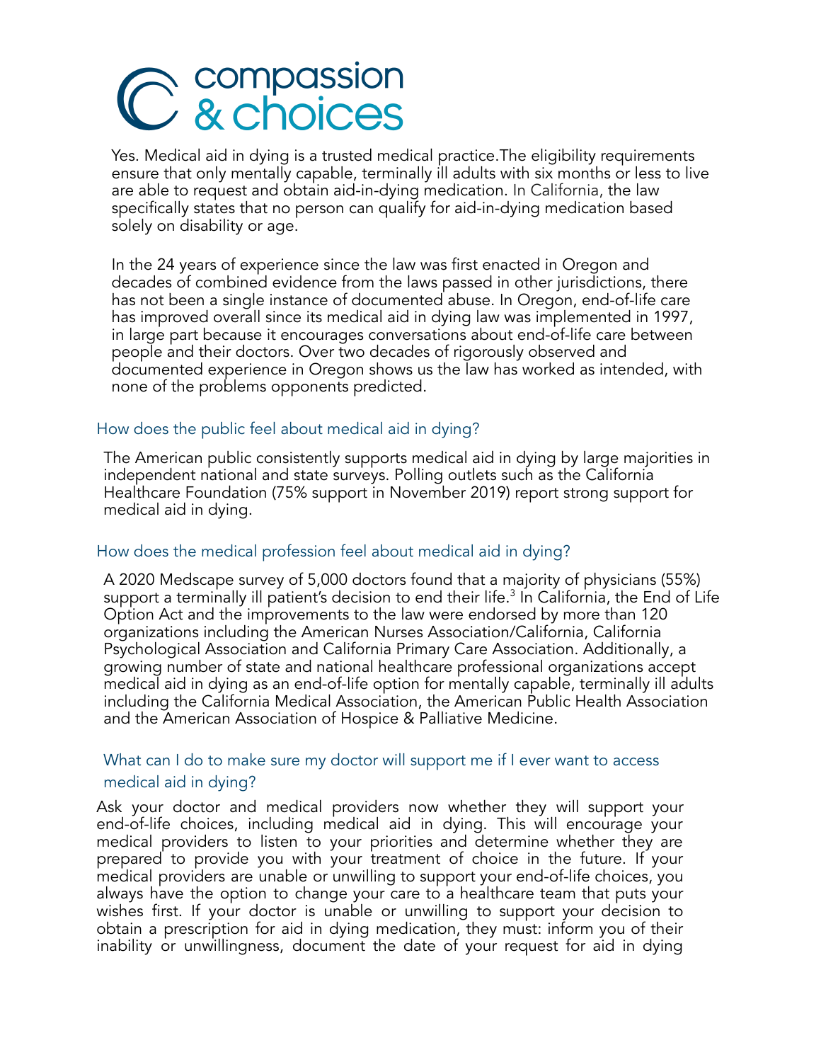Yes. Medical aid in dying is a trusted medical practice.The eligibility requirements ensure that only mentally capable, terminally ill adults with six months or less to live are able to request and obtain aid-in-dying medication. In California, the law specifically states that no person can qualify for aid-in-dying medication based solely on disability or age.

In the 24 years of experience since the law was first enacted in Oregon and decades of combined evidence from the laws passed in other jurisdictions, there has not been a single instance of documented abuse. In Oregon, end-of-life care has improved overall since its medical aid in dying law was implemented in 1997, in large part because it encourages conversations about end-of-life care between people and their doctors. Over two decades of rigorously observed and documented experience in Oregon shows us the law has worked as intended, with none of the problems opponents predicted.

### How does the public feel about medical aid in dying?

The American public consistently supports medical aid in dying by large majorities in independent national and state surveys. Polling outlets such as the California Healthcare Foundation (75% support in November 2019) report strong support for medical aid in dying.

### How does the medical profession feel about medical aid in dying?

A 2020 Medscape survey of 5,000 doctors found that a majority of physicians (55%) support a terminally ill patient's decision to end their life.[3] In California, the End of Life Option Act and the improvements to the law were endorsed by more than 120 organizations including the American Nurses Association/California, California Psychological Association and California Primary Care Association. Additionally, a growing number of state and national healthcare professional organizations accept medical aid in dying as an end-of-life option for mentally capable, terminally ill adults including the California Medical Association, the American Public Health Association and the American Association of Hospice & Palliative Medicine.

### What can I do to make sure my doctor will support me if I ever want to access medical aid in dying?

Ask your doctor and medical providers now whether they will support your end-of-life choices, including medical aid in dying. This will encourage your medical providers to listen to your priorities and determine whether they are prepared to provide you with your treatment of choice in the future. If your medical providers are unable or unwilling to support your end-of-life choices, you always have the option to change your care to a healthcare team that puts your wishes first. If your doctor is unable or unwilling to support your decision to obtain a prescription for aid in dying medication, they must: inform you of their inability or unwillingness, document the date of your request for aid in dying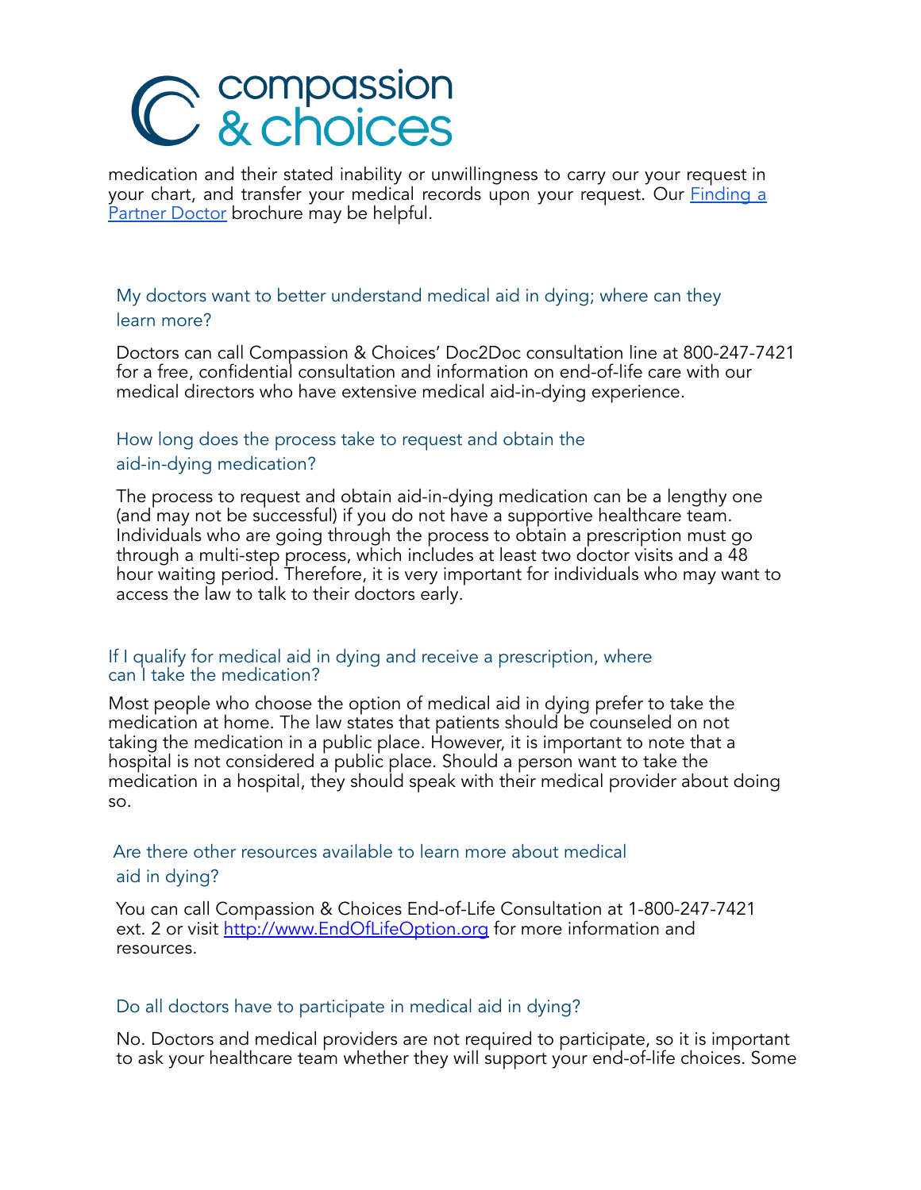medication and their stated inability or unwillingness to carry our your request in your chart, and transfer your medical records upon your request. Our [Finding a Partner Doctor]() brochure may be helpful.

### My doctors want to better understand medical aid in dying; where can they learn more?

Doctors can call Compassion & Choices' Doc2Doc consultation line at 800-247-7421 for a free, confidential consultation and information on end-of-life care with our medical directors who have extensive medical aid-in-dying experience.

### How long does the process take to request and obtain the aid-in-dying medication?

The process to request and obtain aid-in-dying medication can be a lengthy one (and may not be successful) if you do not have a supportive healthcare team. Individuals who are going through the process to obtain a prescription must go through a multi-step process, which includes at least two doctor visits and a 48 hour waiting period. Therefore, it is very important for individuals who may want to access the law to talk to their doctors early.

### If I qualify for medical aid in dying and receive a prescription, where can I take the medication?

Most people who choose the option of medical aid in dying prefer to take the medication at home. The law states that patients should be counseled on not taking the medication in a public place. However, it is important to note that a hospital is not considered a public place. Should a person want to take the medication in a hospital, they should speak with their medical provider about doing so.

### Are there other resources available to learn more about medical aid in dying?

You can call Compassion & Choices End-of-Life Consultation at 1-800-247-7421 ext. 2 or visit [http://www.EndOfLifeOption.org](http://www.EndOfLifeOption.org) for more information and resources.

### Do all doctors have to participate in medical aid in dying?

No. Doctors and medical providers are not required to participate, so it is important to ask your healthcare team whether they will support your end-of-life choices. Some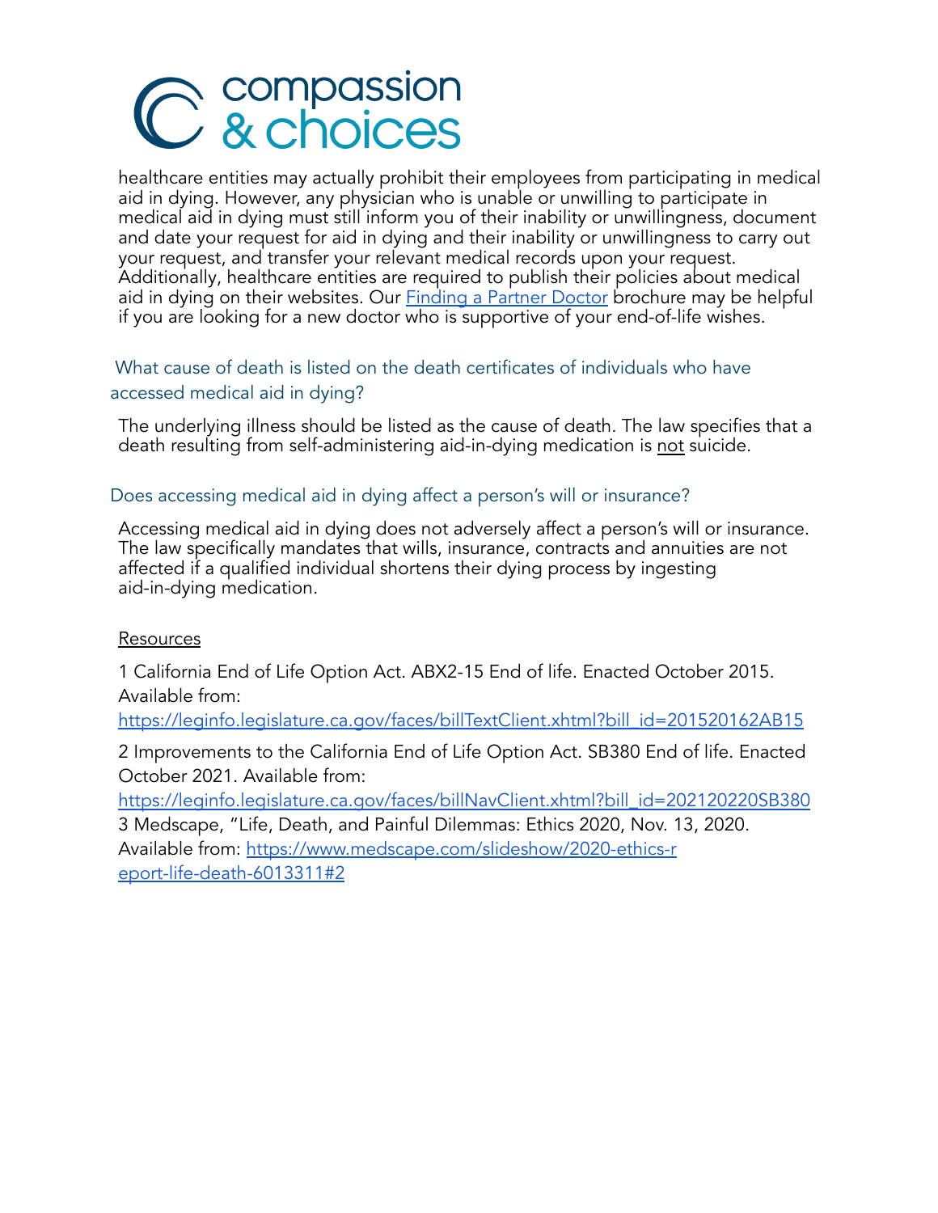healthcare entities may actually prohibit their employees from participating in medical aid in dying. However, any physician who is unable or unwilling to participate in medical aid in dying must still inform you of their inability or unwillingness, document and date your request for aid in dying and their inability or unwillingness to carry out your request, and transfer your relevant medical records upon your request. Additionally, healthcare entities are required to publish their policies about medical aid in dying on their websites. Our Finding a Partner Doctor brochure may be helpful if you are looking for a new doctor who is supportive of your end-of-life wishes.

### What cause of death is listed on the death certificates of individuals who have accessed medical aid in dying?

The underlying illness should be listed as the cause of death. The law specifies that a death resulting from self-administering aid-in-dying medication is not suicide.

### Does accessing medical aid in dying affect a person's will or insurance?

Accessing medical aid in dying does not adversely affect a person's will or insurance. The law specifically mandates that wills, insurance, contracts and annuities are not affected if a qualified individual shortens their dying process by ingesting aid-in-dying medication.

Resources

1 California End of Life Option Act. ABX2-15 End of life. Enacted October 2015. Available from: https://leginfo.legislature.ca.gov/faces/billTextClient.xhtml?bill_id=201520162AB15

2 Improvements to the California End of Life Option Act. SB380 End of life. Enacted October 2021. Available from: https://leginfo.legislature.ca.gov/faces/billNavClient.xhtml?bill_id=202120220SB380

3 Medscape, "Life, Death, and Painful Dilemmas: Ethics 2020, Nov. 13, 2020. Available from: https://www.medscape.com/slideshow/2020-ethics-report-life-death-6013311#2